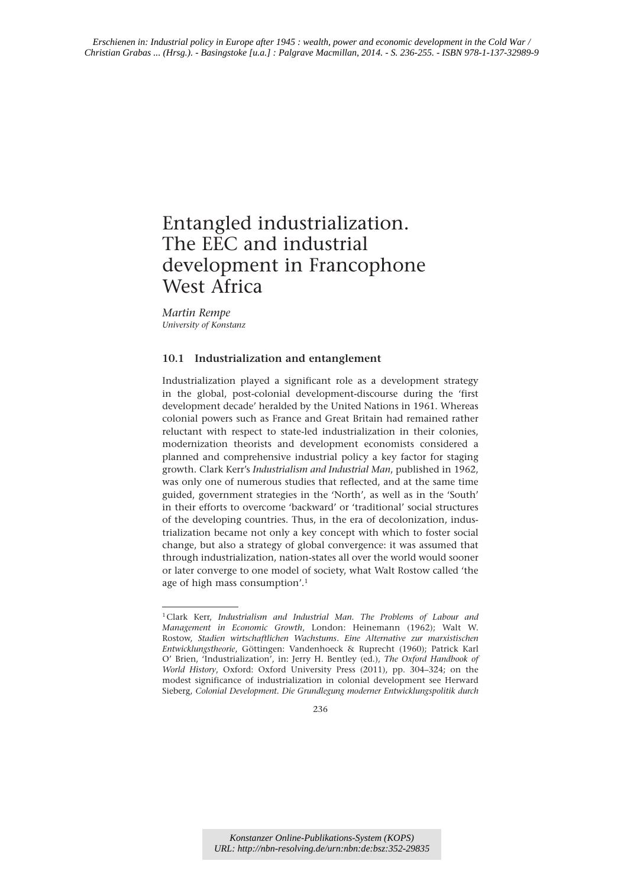Erschienen in: Industrial policy in Europe after 1945 : wealth, power and economic development in the Cold War / Christian Grabas ... (Hrsg.). - Basingstoke [u.a.] : Palgrave Macmillan, 2014. - S. 236-255. - ISBN 978-1-137-32989-9

# Entangled industrialization. The EEC and industrial development in Francophone West Africa

*Martin Rempe*
*University of Konstanz*

## 10.1 Industrialization and entanglement

Industrialization played a significant role as a development strategy in the global, post-colonial development-discourse during the 'first development decade' heralded by the United Nations in 1961. Whereas colonial powers such as France and Great Britain had remained rather reluctant with respect to state-led industrialization in their colonies, modernization theorists and development economists considered a planned and comprehensive industrial policy a key factor for staging growth. Clark Kerr's *Industrialism and Industrial Man*, published in 1962, was only one of numerous studies that reflected, and at the same time guided, government strategies in the 'North', as well as in the 'South' in their efforts to overcome 'backward' or 'traditional' social structures of the developing countries. Thus, in the era of decolonization, industrialization became not only a key concept with which to foster social change, but also a strategy of global convergence: it was assumed that through industrialization, nation-states all over the world would sooner or later converge to one model of society, what Walt Rostow called 'the age of high mass consumption'.[1]

[1] Clark Kerr, *Industrialism and Industrial Man. The Problems of Labour and Management in Economic Growth*, London: Heinemann (1962); Walt W. Rostow, *Stadien wirtschaftlichen Wachstums. Eine Alternative zur marxistischen Entwicklungstheorie*, Göttingen: Vandenhoeck & Ruprecht (1960); Patrick Karl O' Brien, 'Industrialization', in: Jerry H. Bentley (ed.), *The Oxford Handbook of World History*, Oxford: Oxford University Press (2011), pp. 304–324; on the modest significance of industrialization in colonial development see Herward Sieberg, *Colonial Development. Die Grundlegung moderner Entwicklungspolitik durch*

Konstanzer Online-Publikations-System (KOPS)
URL: http://nbn-resolving.de/urn:nbn:de:bsz:352-29835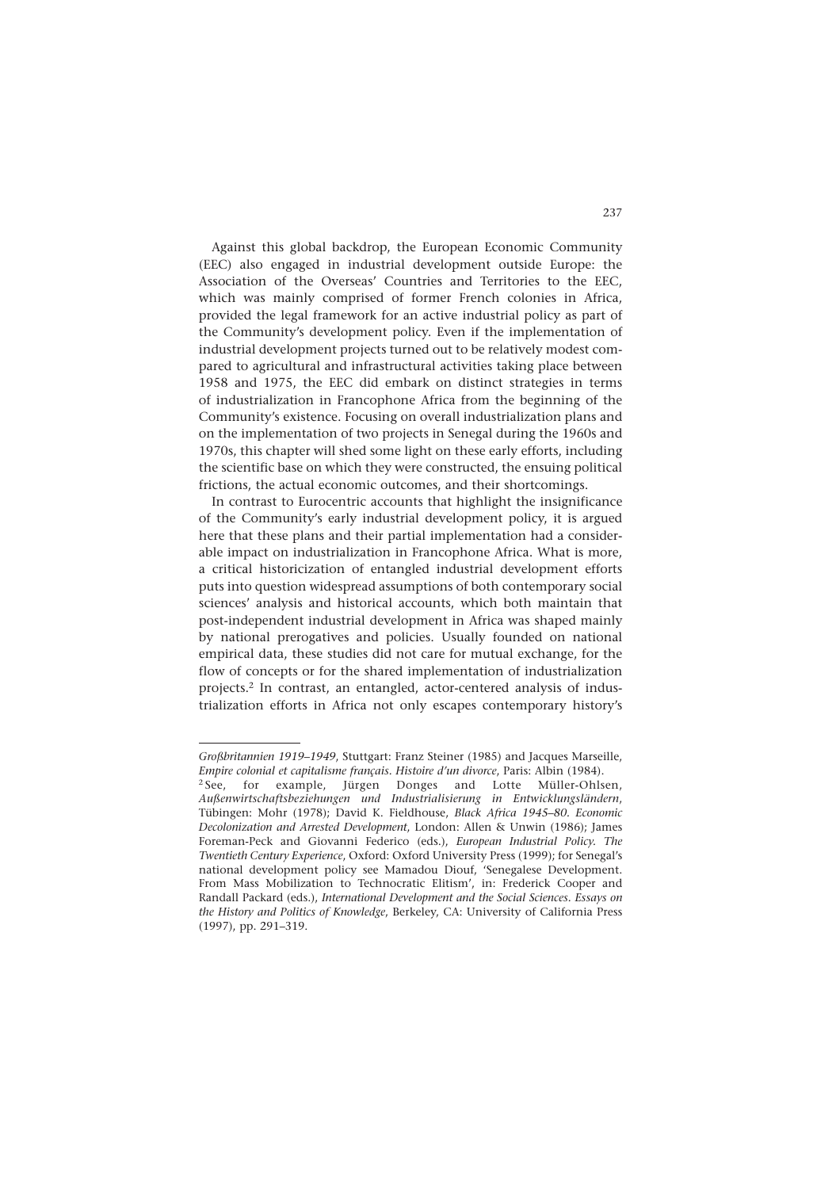Against this global backdrop, the European Economic Community (EEC) also engaged in industrial development outside Europe: the Association of the Overseas' Countries and Territories to the EEC, which was mainly comprised of former French colonies in Africa, provided the legal framework for an active industrial policy as part of the Community's development policy. Even if the implementation of industrial development projects turned out to be relatively modest compared to agricultural and infrastructural activities taking place between 1958 and 1975, the EEC did embark on distinct strategies in terms of industrialization in Francophone Africa from the beginning of the Community's existence. Focusing on overall industrialization plans and on the implementation of two projects in Senegal during the 1960s and 1970s, this chapter will shed some light on these early efforts, including the scientific base on which they were constructed, the ensuing political frictions, the actual economic outcomes, and their shortcomings.

In contrast to Eurocentric accounts that highlight the insignificance of the Community's early industrial development policy, it is argued here that these plans and their partial implementation had a considerable impact on industrialization in Francophone Africa. What is more, a critical historicization of entangled industrial development efforts puts into question widespread assumptions of both contemporary social sciences' analysis and historical accounts, which both maintain that post-independent industrial development in Africa was shaped mainly by national prerogatives and policies. Usually founded on national empirical data, these studies did not care for mutual exchange, for the flow of concepts or for the shared implementation of industrialization projects.[2] In contrast, an entangled, actor-centered analysis of industrialization efforts in Africa not only escapes contemporary history's

---

*Großbritannien 1919–1949*, Stuttgart: Franz Steiner (1985) and Jacques Marseille, *Empire colonial et capitalisme français. Histoire d'un divorce*, Paris: Albin (1984).

[2] See, for example, Jürgen Donges and Lotte Müller-Ohlsen, *Außenwirtschaftsbeziehungen und Industrialisierung in Entwicklungsländern*, Tübingen: Mohr (1978); David K. Fieldhouse, *Black Africa 1945–80. Economic Decolonization and Arrested Development*, London: Allen & Unwin (1986); James Foreman-Peck and Giovanni Federico (eds.), *European Industrial Policy. The Twentieth Century Experience*, Oxford: Oxford University Press (1999); for Senegal's national development policy see Mamadou Diouf, 'Senegalese Development. From Mass Mobilization to Technocratic Elitism', in: Frederick Cooper and Randall Packard (eds.), *International Development and the Social Sciences. Essays on the History and Politics of Knowledge*, Berkeley, CA: University of California Press (1997), pp. 291–319.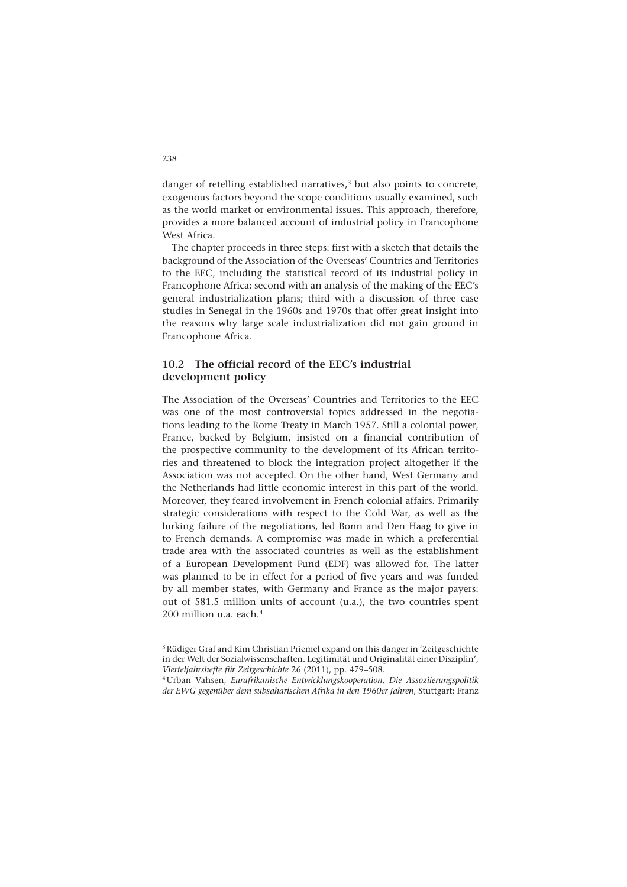danger of retelling established narratives,[3] but also points to concrete, exogenous factors beyond the scope conditions usually examined, such as the world market or environmental issues. This approach, therefore, provides a more balanced account of industrial policy in Francophone West Africa.

The chapter proceeds in three steps: first with a sketch that details the background of the Association of the Overseas' Countries and Territories to the EEC, including the statistical record of its industrial policy in Francophone Africa; second with an analysis of the making of the EEC's general industrialization plans; third with a discussion of three case studies in Senegal in the 1960s and 1970s that offer great insight into the reasons why large scale industrialization did not gain ground in Francophone Africa.

## 10.2 The official record of the EEC's industrial development policy

The Association of the Overseas' Countries and Territories to the EEC was one of the most controversial topics addressed in the negotiations leading to the Rome Treaty in March 1957. Still a colonial power, France, backed by Belgium, insisted on a financial contribution of the prospective community to the development of its African territories and threatened to block the integration project altogether if the Association was not accepted. On the other hand, West Germany and the Netherlands had little economic interest in this part of the world. Moreover, they feared involvement in French colonial affairs. Primarily strategic considerations with respect to the Cold War, as well as the lurking failure of the negotiations, led Bonn and Den Haag to give in to French demands. A compromise was made in which a preferential trade area with the associated countries as well as the establishment of a European Development Fund (EDF) was allowed for. The latter was planned to be in effect for a period of five years and was funded by all member states, with Germany and France as the major payers: out of 581.5 million units of account (u.a.), the two countries spent 200 million u.a. each.[4]

---

[3] Rüdiger Graf and Kim Christian Priemel expand on this danger in 'Zeitgeschichte in der Welt der Sozialwissenschaften. Legitimität und Originalität einer Disziplin', *Vierteljahrshefte für Zeitgeschichte* 26 (2011), pp. 479–508.

[4] Urban Vahsen, *Eurafrikanische Entwicklungskooperation. Die Assoziierungspolitik der EWG gegenüber dem subsaharischen Afrika in den 1960er Jahren*, Stuttgart: Franz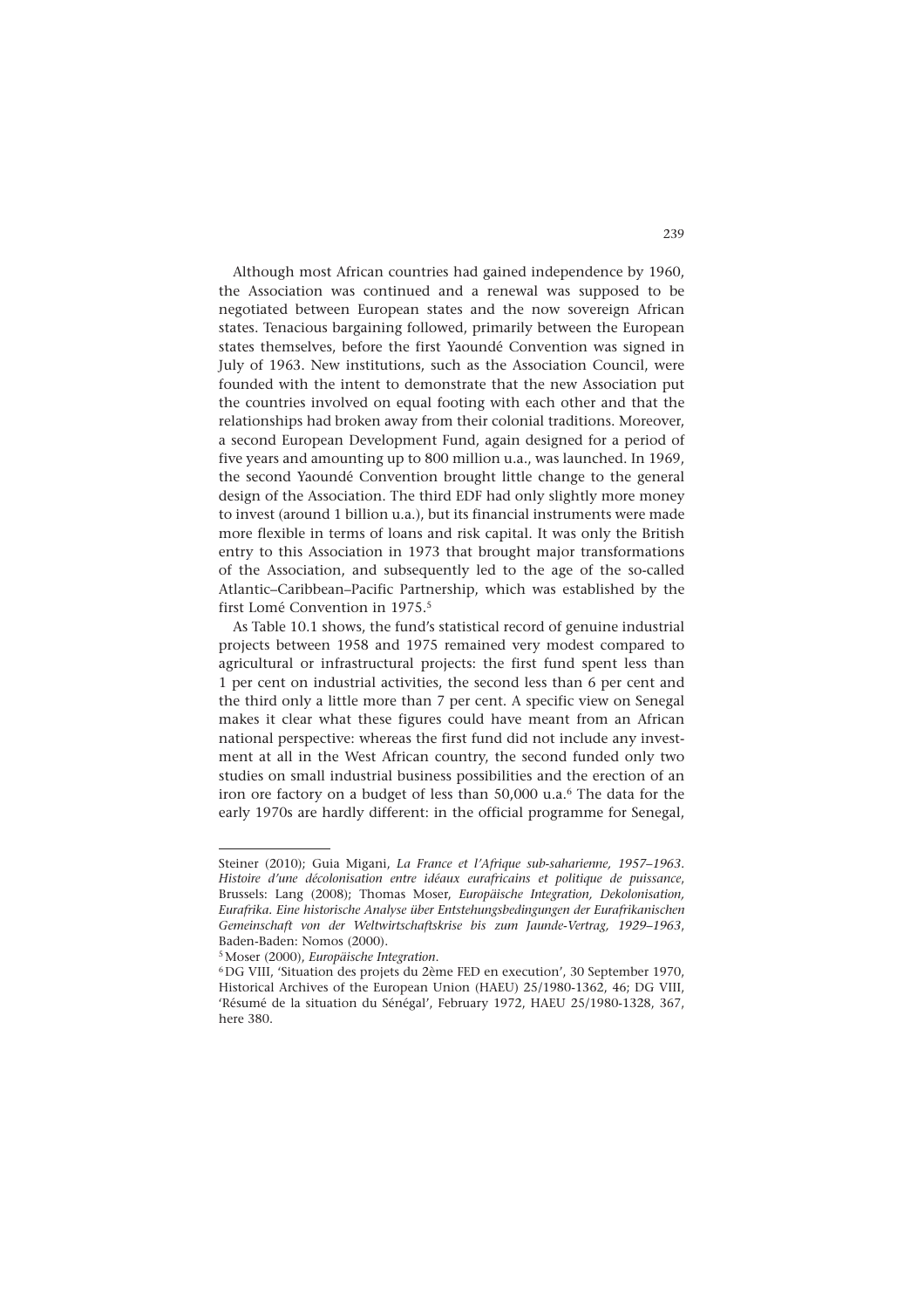Although most African countries had gained independence by 1960, the Association was continued and a renewal was supposed to be negotiated between European states and the now sovereign African states. Tenacious bargaining followed, primarily between the European states themselves, before the first Yaoundé Convention was signed in July of 1963. New institutions, such as the Association Council, were founded with the intent to demonstrate that the new Association put the countries involved on equal footing with each other and that the relationships had broken away from their colonial traditions. Moreover, a second European Development Fund, again designed for a period of five years and amounting up to 800 million u.a., was launched. In 1969, the second Yaoundé Convention brought little change to the general design of the Association. The third EDF had only slightly more money to invest (around 1 billion u.a.), but its financial instruments were made more flexible in terms of loans and risk capital. It was only the British entry to this Association in 1973 that brought major transformations of the Association, and subsequently led to the age of the so-called Atlantic–Caribbean–Pacific Partnership, which was established by the first Lomé Convention in 1975.[5]

As Table 10.1 shows, the fund's statistical record of genuine industrial projects between 1958 and 1975 remained very modest compared to agricultural or infrastructural projects: the first fund spent less than 1 per cent on industrial activities, the second less than 6 per cent and the third only a little more than 7 per cent. A specific view on Senegal makes it clear what these figures could have meant from an African national perspective: whereas the first fund did not include any investment at all in the West African country, the second funded only two studies on small industrial business possibilities and the erection of an iron ore factory on a budget of less than 50,000 u.a.[6] The data for the early 1970s are hardly different: in the official programme for Senegal,

---

Steiner (2010); Guia Migani, *La France et l'Afrique sub-saharienne, 1957–1963. Histoire d'une décolonisation entre idéaux eurafricains et politique de puissance*, Brussels: Lang (2008); Thomas Moser, *Europäische Integration, Dekolonisation, Eurafrika. Eine historische Analyse über Entstehungsbedingungen der Eurafrikanischen Gemeinschaft von der Weltwirtschaftskrise bis zum Jaunde-Vertrag, 1929–1963*, Baden-Baden: Nomos (2000).

[5] Moser (2000), *Europäische Integration*.

[6] DG VIII, 'Situation des projets du 2ème FED en execution', 30 September 1970, Historical Archives of the European Union (HAEU) 25/1980-1362, 46; DG VIII, 'Résumé de la situation du Sénégal', February 1972, HAEU 25/1980-1328, 367, here 380.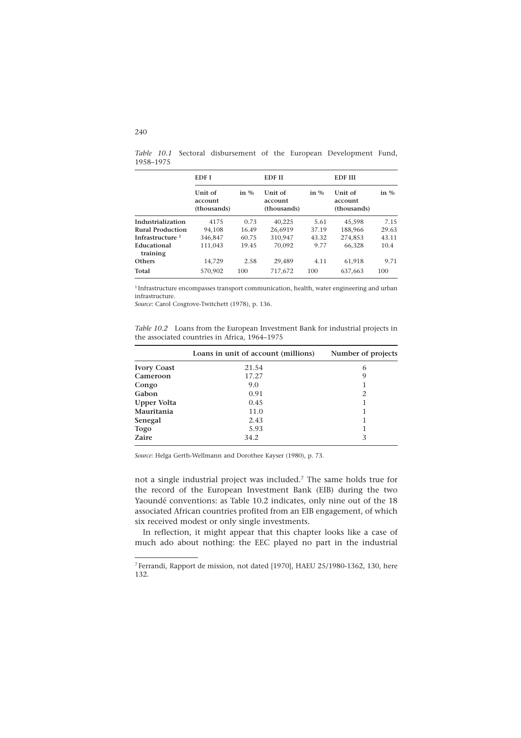*Table 10.1* Sectoral disbursement of the European Development Fund, 1958–1975

| | EDF I | | EDF II | | EDF III | |
|---|---|---|---|---|---|---|
| | Unit of account (thousands) | in % | Unit of account (thousands) | in % | Unit of account (thousands) | in % |
| **Industrialization** | 4175 | 0.73 | 40,225 | 5.61 | 45,598 | 7.15 |
| **Rural Production** | 94,108 | 16.49 | 26,6919 | 37.19 | 188,966 | 29.63 |
| **Infrastructure** [1] | 346,847 | 60.75 | 310,947 | 43.32 | 274,853 | 43.11 |
| **Educational training** | 111,043 | 19.45 | 70,092 | 9.77 | 66,328 | 10.4 |
| **Others** | 14,729 | 2.58 | 29,489 | 4.11 | 61,918 | 9.71 |
| **Total** | 570,902 | 100 | 717,672 | 100 | 637,663 | 100 |

[1] Infrastructure encompasses transport communication, health, water engineering and urban infrastructure.

*Source*: Carol Cosgrove-Twitchett (1978), p. 136.

*Table 10.2* Loans from the European Investment Bank for industrial projects in the associated countries in Africa, 1964–1975

| | Loans in unit of account (millions) | Number of projects |
|---|---|---|
| **Ivory Coast** | 21.54 | 6 |
| **Cameroon** | 17.27 | 9 |
| **Congo** | 9.0 | 1 |
| **Gabon** | 0.91 | 2 |
| **Upper Volta** | 0.45 | 1 |
| **Mauritania** | 11.0 | 1 |
| **Senegal** | 2.43 | 1 |
| **Togo** | 5.93 | 1 |
| **Zaire** | 34.2 | 3 |

*Source*: Helga Gerth-Wellmann and Dorothee Kayser (1980), p. 73.

not a single industrial project was included.[7] The same holds true for the record of the European Investment Bank (EIB) during the two Yaoundé conventions: as Table 10.2 indicates, only nine out of the 18 associated African countries profited from an EIB engagement, of which six received modest or only single investments.

In reflection, it might appear that this chapter looks like a case of much ado about nothing: the EEC played no part in the industrial

[7] Ferrandi, Rapport de mission, not dated [1970], HAEU 25/1980-1362, 130, here 132.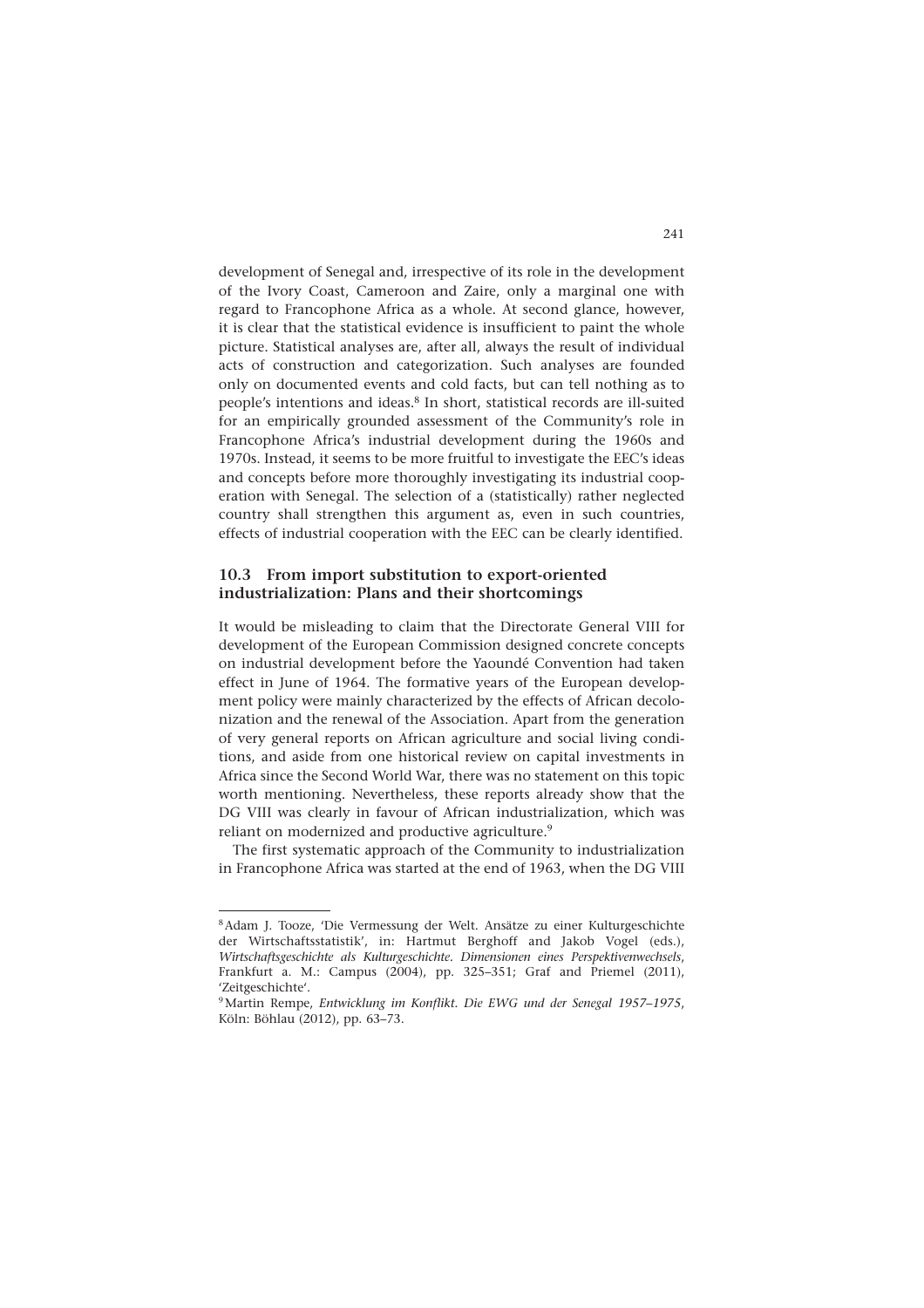development of Senegal and, irrespective of its role in the development of the Ivory Coast, Cameroon and Zaire, only a marginal one with regard to Francophone Africa as a whole. At second glance, however, it is clear that the statistical evidence is insufficient to paint the whole picture. Statistical analyses are, after all, always the result of individual acts of construction and categorization. Such analyses are founded only on documented events and cold facts, but can tell nothing as to people's intentions and ideas.[8] In short, statistical records are ill-suited for an empirically grounded assessment of the Community's role in Francophone Africa's industrial development during the 1960s and 1970s. Instead, it seems to be more fruitful to investigate the EEC's ideas and concepts before more thoroughly investigating its industrial cooperation with Senegal. The selection of a (statistically) rather neglected country shall strengthen this argument as, even in such countries, effects of industrial cooperation with the EEC can be clearly identified.

## 10.3 From import substitution to export-oriented industrialization: Plans and their shortcomings

It would be misleading to claim that the Directorate General VIII for development of the European Commission designed concrete concepts on industrial development before the Yaoundé Convention had taken effect in June of 1964. The formative years of the European development policy were mainly characterized by the effects of African decolonization and the renewal of the Association. Apart from the generation of very general reports on African agriculture and social living conditions, and aside from one historical review on capital investments in Africa since the Second World War, there was no statement on this topic worth mentioning. Nevertheless, these reports already show that the DG VIII was clearly in favour of African industrialization, which was reliant on modernized and productive agriculture.[9]

The first systematic approach of the Community to industrialization in Francophone Africa was started at the end of 1963, when the DG VIII

---

[8] Adam J. Tooze, 'Die Vermessung der Welt. Ansätze zu einer Kulturgeschichte der Wirtschaftsstatistik', in: Hartmut Berghoff and Jakob Vogel (eds.), *Wirtschaftsgeschichte als Kulturgeschichte. Dimensionen eines Perspektivenwechsels*, Frankfurt a. M.: Campus (2004), pp. 325–351; Graf and Priemel (2011), 'Zeitgeschichte'.

[9] Martin Rempe, *Entwicklung im Konflikt. Die EWG und der Senegal 1957–1975*, Köln: Böhlau (2012), pp. 63–73.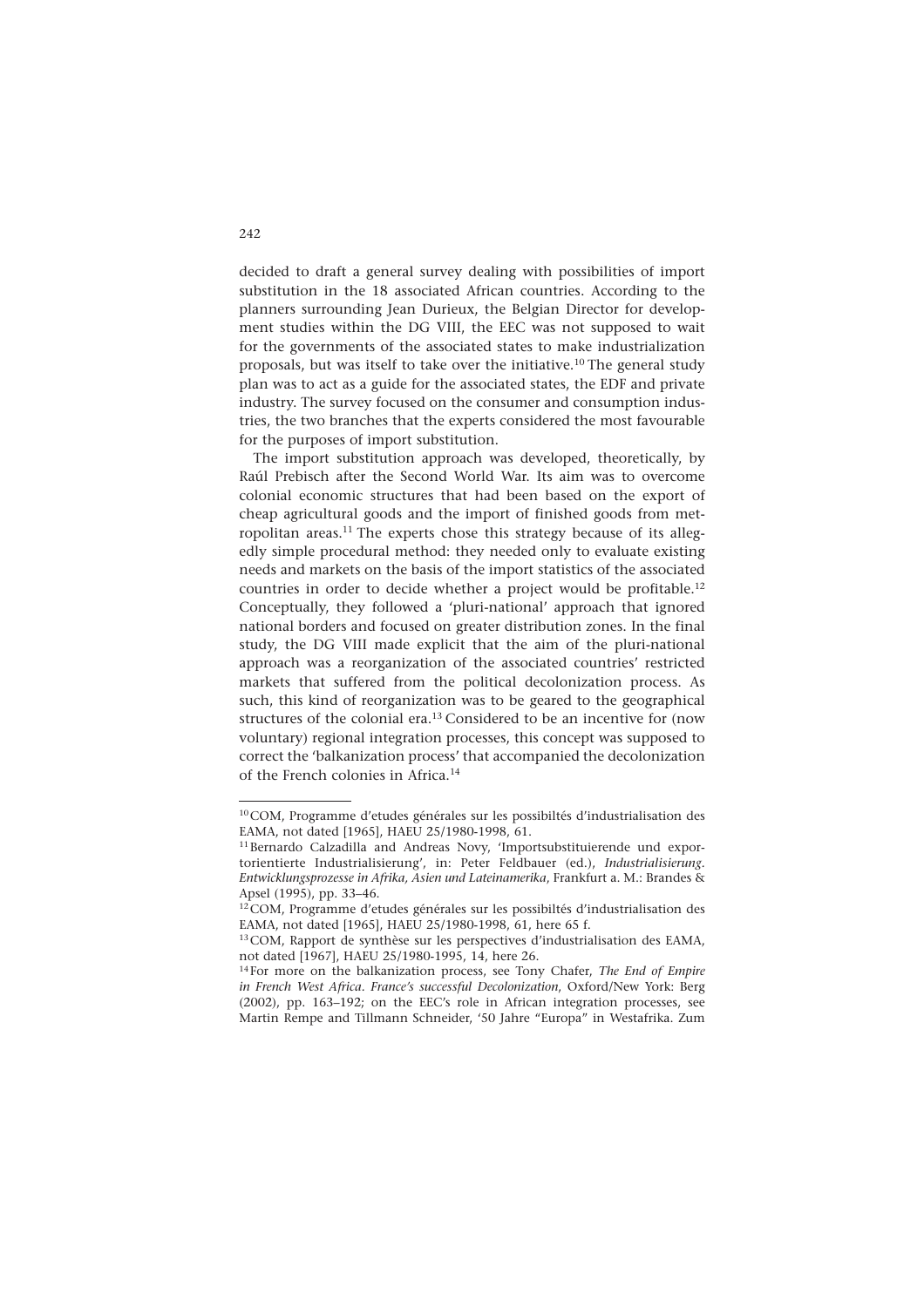decided to draft a general survey dealing with possibilities of import substitution in the 18 associated African countries. According to the planners surrounding Jean Durieux, the Belgian Director for development studies within the DG VIII, the EEC was not supposed to wait for the governments of the associated states to make industrialization proposals, but was itself to take over the initiative.[10] The general study plan was to act as a guide for the associated states, the EDF and private industry. The survey focused on the consumer and consumption industries, the two branches that the experts considered the most favourable for the purposes of import substitution.

The import substitution approach was developed, theoretically, by Raúl Prebisch after the Second World War. Its aim was to overcome colonial economic structures that had been based on the export of cheap agricultural goods and the import of finished goods from metropolitan areas.[11] The experts chose this strategy because of its allegedly simple procedural method: they needed only to evaluate existing needs and markets on the basis of the import statistics of the associated countries in order to decide whether a project would be profitable.[12] Conceptually, they followed a 'pluri-national' approach that ignored national borders and focused on greater distribution zones. In the final study, the DG VIII made explicit that the aim of the pluri-national approach was a reorganization of the associated countries' restricted markets that suffered from the political decolonization process. As such, this kind of reorganization was to be geared to the geographical structures of the colonial era.[13] Considered to be an incentive for (now voluntary) regional integration processes, this concept was supposed to correct the 'balkanization process' that accompanied the decolonization of the French colonies in Africa.[14]

---

[10] COM, Programme d'etudes générales sur les possibiltés d'industrialisation des EAMA, not dated [1965], HAEU 25/1980-1998, 61.

[11] Bernardo Calzadilla and Andreas Novy, 'Importsubstituierende und exportorientierte Industrialisierung', in: Peter Feldbauer (ed.), *Industrialisierung. Entwicklungsprozesse in Afrika, Asien und Lateinamerika*, Frankfurt a. M.: Brandes & Apsel (1995), pp. 33–46.

[12] COM, Programme d'etudes générales sur les possibiltés d'industrialisation des EAMA, not dated [1965], HAEU 25/1980-1998, 61, here 65 f.

[13] COM, Rapport de synthèse sur les perspectives d'industrialisation des EAMA, not dated [1967], HAEU 25/1980-1995, 14, here 26.

[14] For more on the balkanization process, see Tony Chafer, *The End of Empire in French West Africa. France's successful Decolonization*, Oxford/New York: Berg (2002), pp. 163–192; on the EEC's role in African integration processes, see Martin Rempe and Tillmann Schneider, '50 Jahre "Europa" in Westafrika. Zum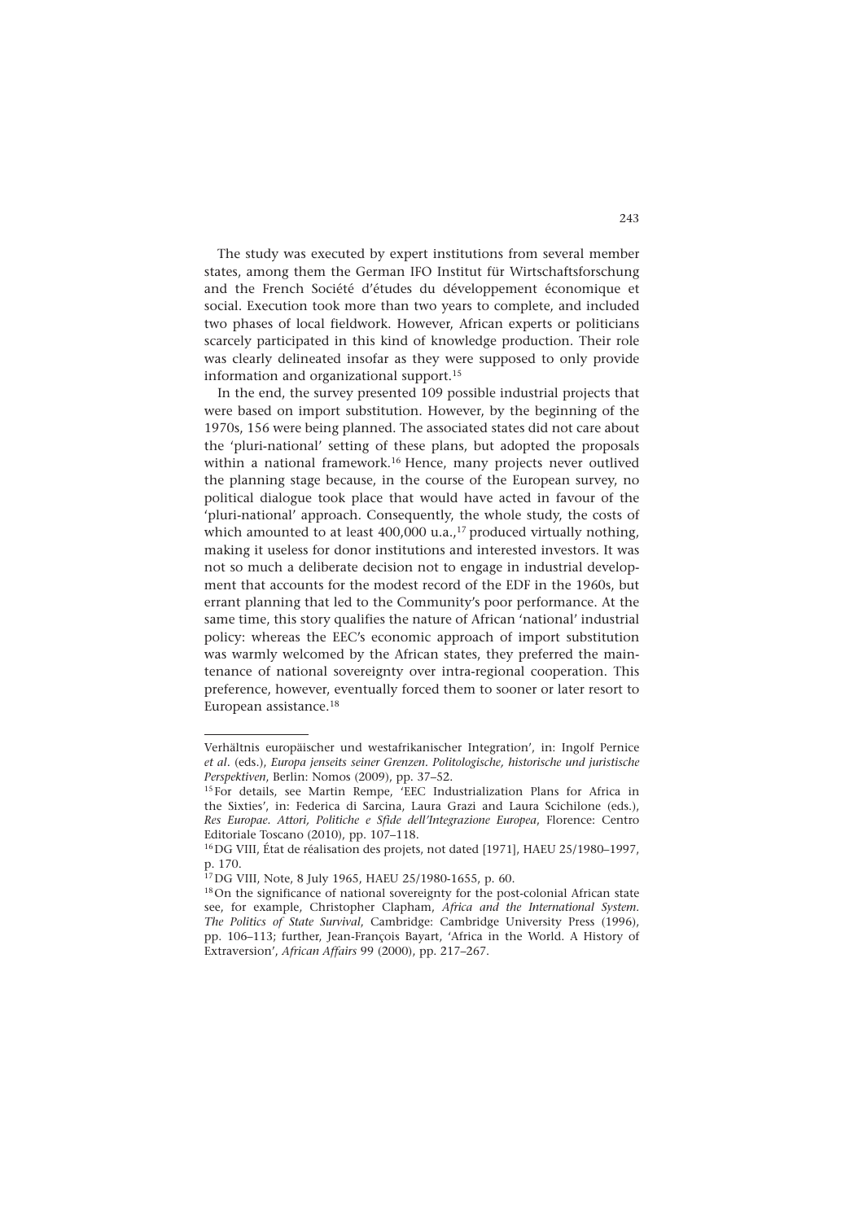The study was executed by expert institutions from several member states, among them the German IFO Institut für Wirtschaftsforschung and the French Société d'études du développement économique et social. Execution took more than two years to complete, and included two phases of local fieldwork. However, African experts or politicians scarcely participated in this kind of knowledge production. Their role was clearly delineated insofar as they were supposed to only provide information and organizational support.[15]

In the end, the survey presented 109 possible industrial projects that were based on import substitution. However, by the beginning of the 1970s, 156 were being planned. The associated states did not care about the 'pluri-national' setting of these plans, but adopted the proposals within a national framework.[16] Hence, many projects never outlived the planning stage because, in the course of the European survey, no political dialogue took place that would have acted in favour of the 'pluri-national' approach. Consequently, the whole study, the costs of which amounted to at least 400,000 u.a.,[17] produced virtually nothing, making it useless for donor institutions and interested investors. It was not so much a deliberate decision not to engage in industrial development that accounts for the modest record of the EDF in the 1960s, but errant planning that led to the Community's poor performance. At the same time, this story qualifies the nature of African 'national' industrial policy: whereas the EEC's economic approach of import substitution was warmly welcomed by the African states, they preferred the maintenance of national sovereignty over intra-regional cooperation. This preference, however, eventually forced them to sooner or later resort to European assistance.[18]

---

Verhältnis europäischer und westafrikanischer Integration', in: Ingolf Pernice *et al*. (eds.), *Europa jenseits seiner Grenzen. Politologische, historische und juristische Perspektiven*, Berlin: Nomos (2009), pp. 37–52.

[15] For details, see Martin Rempe, 'EEC Industrialization Plans for Africa in the Sixties', in: Federica di Sarcina, Laura Grazi and Laura Scichilone (eds.), *Res Europae. Attori, Politiche e Sfide dell'Integrazione Europea*, Florence: Centro Editoriale Toscano (2010), pp. 107–118.

[16] DG VIII, État de réalisation des projets, not dated [1971], HAEU 25/1980–1997, p. 170.

[17] DG VIII, Note, 8 July 1965, HAEU 25/1980-1655, p. 60.

[18] On the significance of national sovereignty for the post-colonial African state see, for example, Christopher Clapham, *Africa and the International System. The Politics of State Survival*, Cambridge: Cambridge University Press (1996), pp. 106–113; further, Jean-François Bayart, 'Africa in the World. A History of Extraversion', *African Affairs* 99 (2000), pp. 217–267.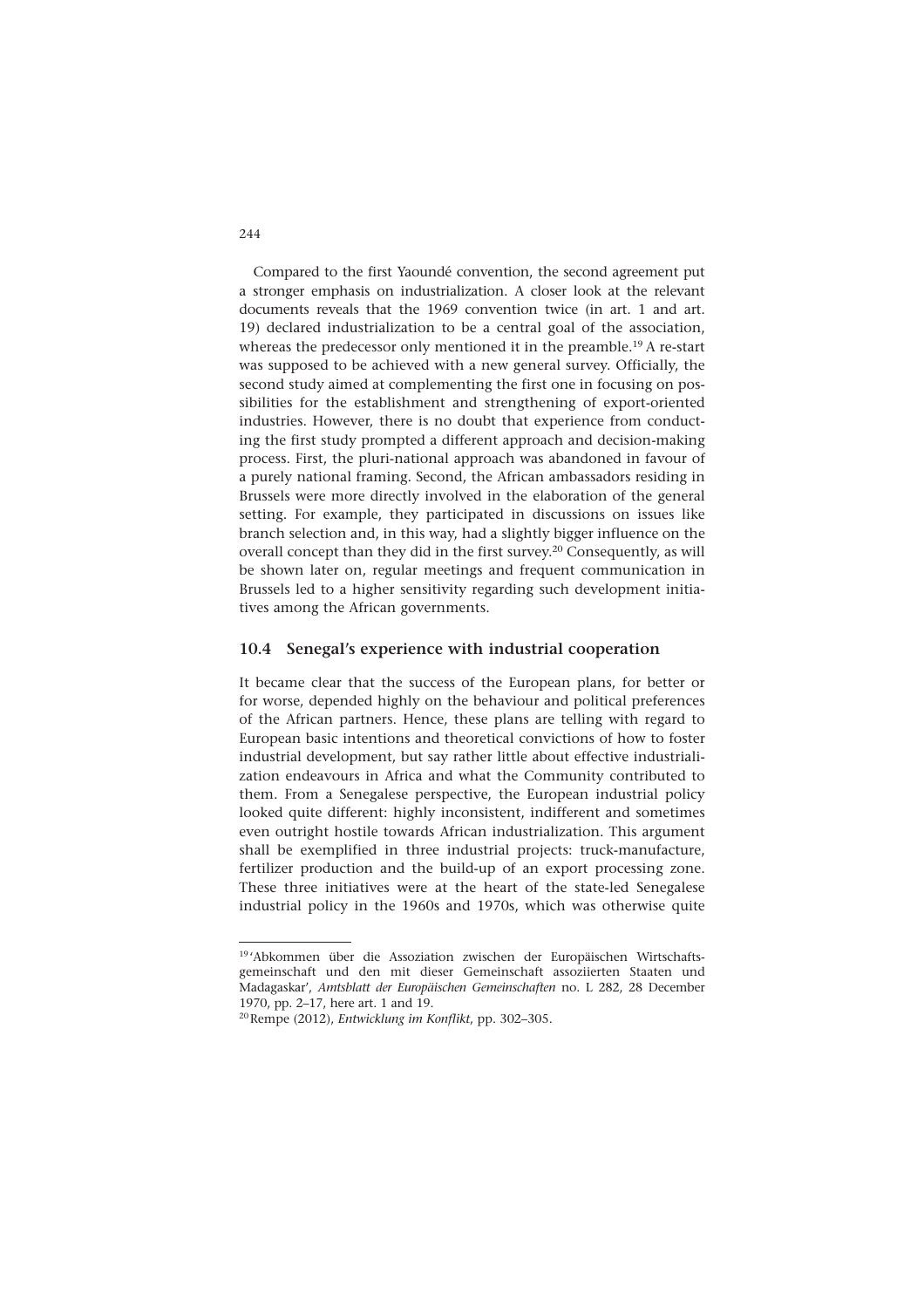Compared to the first Yaoundé convention, the second agreement put a stronger emphasis on industrialization. A closer look at the relevant documents reveals that the 1969 convention twice (in art. 1 and art. 19) declared industrialization to be a central goal of the association, whereas the predecessor only mentioned it in the preamble.[19] A re-start was supposed to be achieved with a new general survey. Officially, the second study aimed at complementing the first one in focusing on possibilities for the establishment and strengthening of export-oriented industries. However, there is no doubt that experience from conducting the first study prompted a different approach and decision-making process. First, the pluri-national approach was abandoned in favour of a purely national framing. Second, the African ambassadors residing in Brussels were more directly involved in the elaboration of the general setting. For example, they participated in discussions on issues like branch selection and, in this way, had a slightly bigger influence on the overall concept than they did in the first survey.[20] Consequently, as will be shown later on, regular meetings and frequent communication in Brussels led to a higher sensitivity regarding such development initiatives among the African governments.

## 10.4 Senegal's experience with industrial cooperation

It became clear that the success of the European plans, for better or for worse, depended highly on the behaviour and political preferences of the African partners. Hence, these plans are telling with regard to European basic intentions and theoretical convictions of how to foster industrial development, but say rather little about effective industrialization endeavours in Africa and what the Community contributed to them. From a Senegalese perspective, the European industrial policy looked quite different: highly inconsistent, indifferent and sometimes even outright hostile towards African industrialization. This argument shall be exemplified in three industrial projects: truck-manufacture, fertilizer production and the build-up of an export processing zone. These three initiatives were at the heart of the state-led Senegalese industrial policy in the 1960s and 1970s, which was otherwise quite

---

[19] 'Abkommen über die Assoziation zwischen der Europäischen Wirtschaftsgemeinschaft und den mit dieser Gemeinschaft assoziierten Staaten und Madagaskar', *Amtsblatt der Europäischen Gemeinschaften* no. L 282, 28 December 1970, pp. 2–17, here art. 1 and 19.

[20] Rempe (2012), *Entwicklung im Konflikt*, pp. 302–305.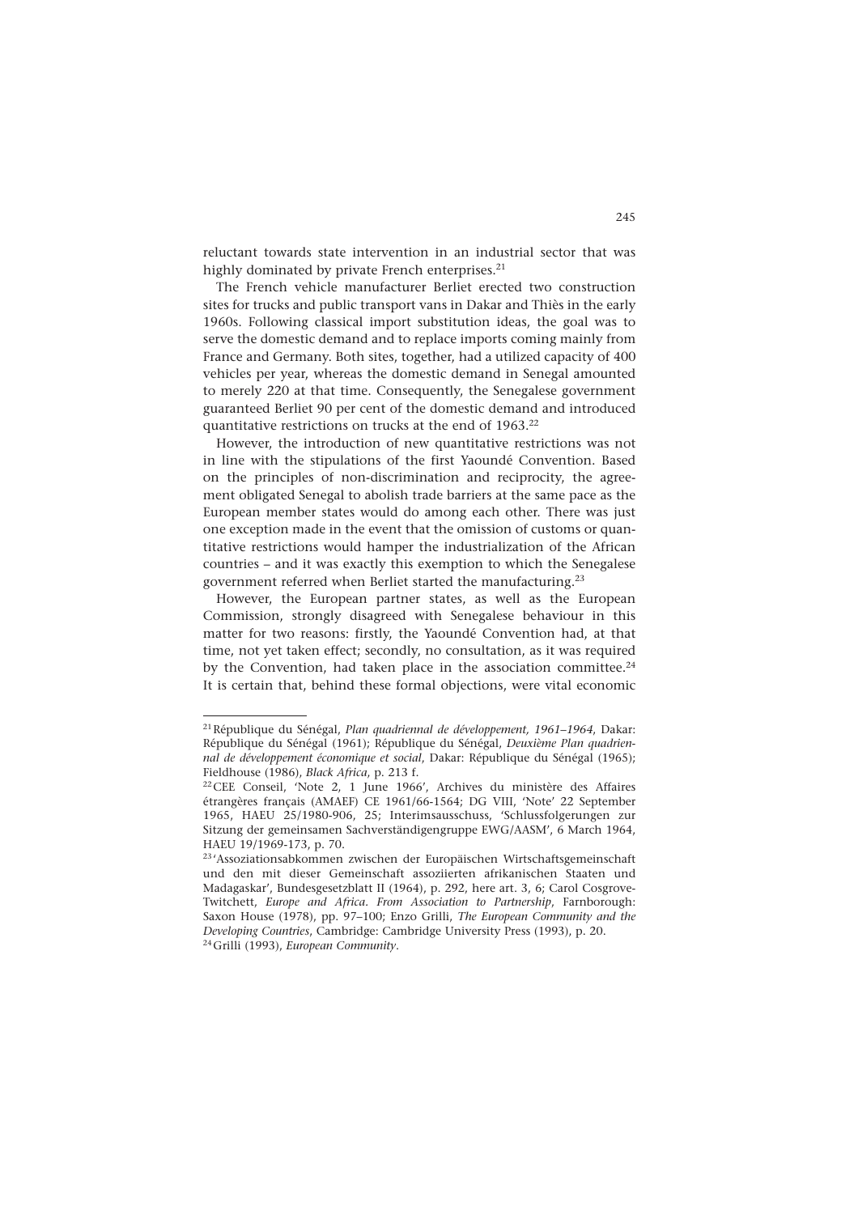reluctant towards state intervention in an industrial sector that was highly dominated by private French enterprises.[21]

The French vehicle manufacturer Berliet erected two construction sites for trucks and public transport vans in Dakar and Thiès in the early 1960s. Following classical import substitution ideas, the goal was to serve the domestic demand and to replace imports coming mainly from France and Germany. Both sites, together, had a utilized capacity of 400 vehicles per year, whereas the domestic demand in Senegal amounted to merely 220 at that time. Consequently, the Senegalese government guaranteed Berliet 90 per cent of the domestic demand and introduced quantitative restrictions on trucks at the end of 1963.[22]

However, the introduction of new quantitative restrictions was not in line with the stipulations of the first Yaoundé Convention. Based on the principles of non-discrimination and reciprocity, the agreement obligated Senegal to abolish trade barriers at the same pace as the European member states would do among each other. There was just one exception made in the event that the omission of customs or quantitative restrictions would hamper the industrialization of the African countries – and it was exactly this exemption to which the Senegalese government referred when Berliet started the manufacturing.[23]

However, the European partner states, as well as the European Commission, strongly disagreed with Senegalese behaviour in this matter for two reasons: firstly, the Yaoundé Convention had, at that time, not yet taken effect; secondly, no consultation, as it was required by the Convention, had taken place in the association committee.[24] It is certain that, behind these formal objections, were vital economic

---

[21] République du Sénégal, *Plan quadriennal de développement, 1961–1964*, Dakar: République du Sénégal (1961); République du Sénégal, *Deuxième Plan quadriennal de développement économique et social*, Dakar: République du Sénégal (1965); Fieldhouse (1986), *Black Africa*, p. 213 f.

[22] CEE Conseil, 'Note 2, 1 June 1966', Archives du ministère des Affaires étrangères français (AMAEF) CE 1961/66-1564; DG VIII, 'Note' 22 September 1965, HAEU 25/1980-906, 25; Interimsausschuss, 'Schlussfolgerungen zur Sitzung der gemeinsamen Sachverständigengruppe EWG/AASM', 6 March 1964, HAEU 19/1969-173, p. 70.

[23] 'Assoziationsabkommen zwischen der Europäischen Wirtschaftsgemeinschaft und den mit dieser Gemeinschaft assoziierten afrikanischen Staaten und Madagaskar', Bundesgesetzblatt II (1964), p. 292, here art. 3, 6; Carol Cosgrove-Twitchett, *Europe and Africa. From Association to Partnership*, Farnborough: Saxon House (1978), pp. 97–100; Enzo Grilli, *The European Community and the Developing Countries*, Cambridge: Cambridge University Press (1993), p. 20.

[24] Grilli (1993), *European Community*.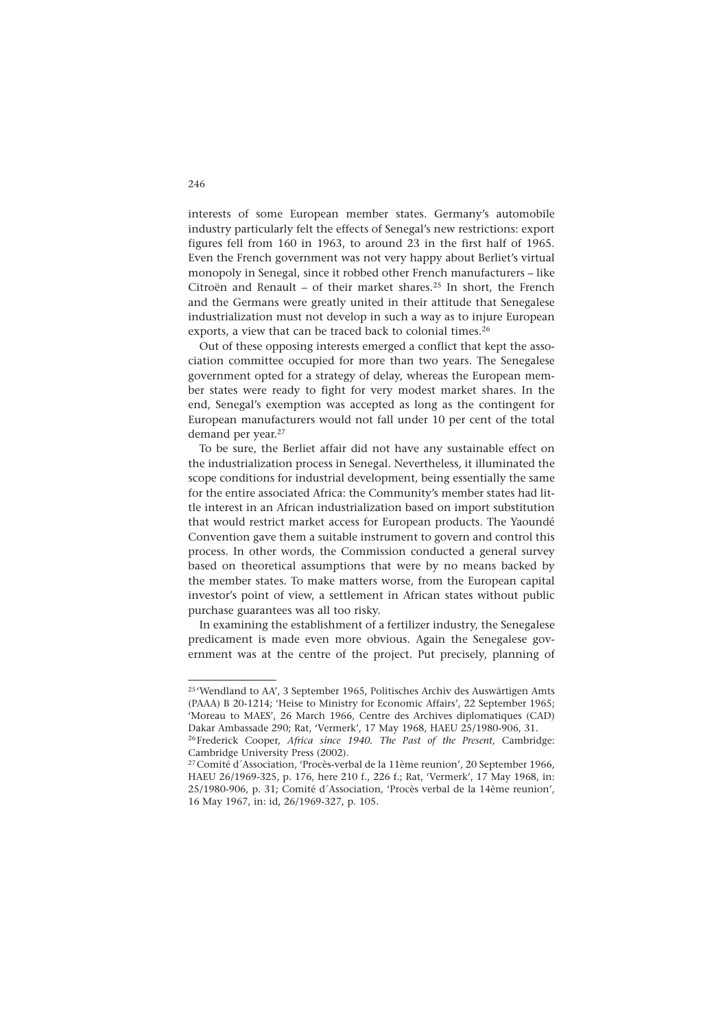interests of some European member states. Germany's automobile industry particularly felt the effects of Senegal's new restrictions: export figures fell from 160 in 1963, to around 23 in the first half of 1965. Even the French government was not very happy about Berliet's virtual monopoly in Senegal, since it robbed other French manufacturers – like Citroën and Renault – of their market shares.[25] In short, the French and the Germans were greatly united in their attitude that Senegalese industrialization must not develop in such a way as to injure European exports, a view that can be traced back to colonial times.[26]

Out of these opposing interests emerged a conflict that kept the association committee occupied for more than two years. The Senegalese government opted for a strategy of delay, whereas the European member states were ready to fight for very modest market shares. In the end, Senegal's exemption was accepted as long as the contingent for European manufacturers would not fall under 10 per cent of the total demand per year.[27]

To be sure, the Berliet affair did not have any sustainable effect on the industrialization process in Senegal. Nevertheless, it illuminated the scope conditions for industrial development, being essentially the same for the entire associated Africa: the Community's member states had little interest in an African industrialization based on import substitution that would restrict market access for European products. The Yaoundé Convention gave them a suitable instrument to govern and control this process. In other words, the Commission conducted a general survey based on theoretical assumptions that were by no means backed by the member states. To make matters worse, from the European capital investor's point of view, a settlement in African states without public purchase guarantees was all too risky.

In examining the establishment of a fertilizer industry, the Senegalese predicament is made even more obvious. Again the Senegalese government was at the centre of the project. Put precisely, planning of

---

[25] 'Wendland to AA', 3 September 1965, Politisches Archiv des Auswärtigen Amts (PAAA) B 20-1214; 'Heise to Ministry for Economic Affairs', 22 September 1965; 'Moreau to MAES', 26 March 1966, Centre des Archives diplomatiques (CAD) Dakar Ambassade 290; Rat, 'Vermerk', 17 May 1968, HAEU 25/1980-906, 31.

[26] Frederick Cooper, *Africa since 1940. The Past of the Present*, Cambridge: Cambridge University Press (2002).

[27] Comité d´Association, 'Procès-verbal de la 11ème reunion', 20 September 1966, HAEU 26/1969-325, p. 176, here 210 f., 226 f.; Rat, 'Vermerk', 17 May 1968, in: 25/1980-906, p. 31; Comité d´Association, 'Procès verbal de la 14ème reunion', 16 May 1967, in: id, 26/1969-327, p. 105.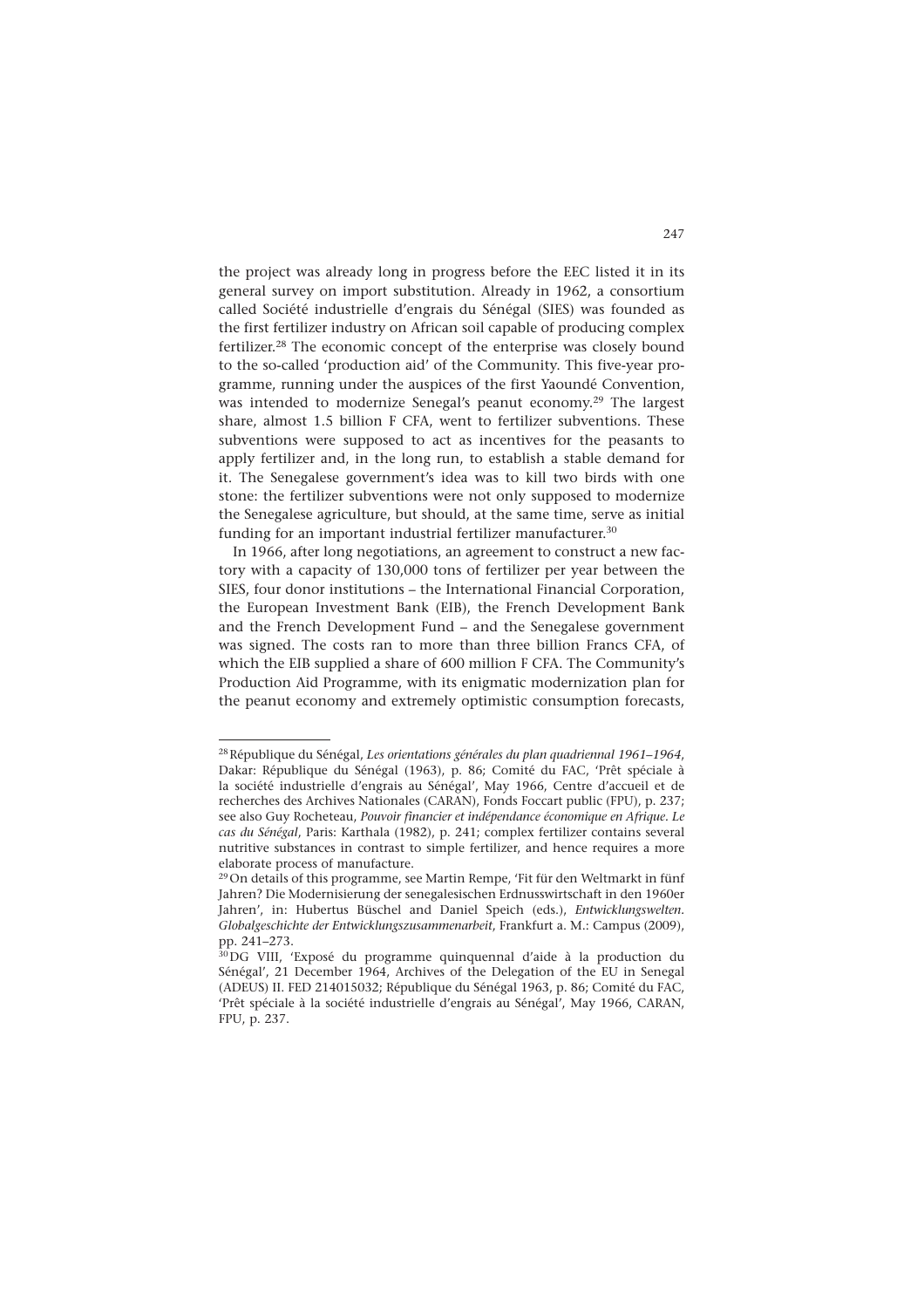the project was already long in progress before the EEC listed it in its general survey on import substitution. Already in 1962, a consortium called Société industrielle d'engrais du Sénégal (SIES) was founded as the first fertilizer industry on African soil capable of producing complex fertilizer.[28] The economic concept of the enterprise was closely bound to the so-called 'production aid' of the Community. This five-year programme, running under the auspices of the first Yaoundé Convention, was intended to modernize Senegal's peanut economy.[29] The largest share, almost 1.5 billion F CFA, went to fertilizer subventions. These subventions were supposed to act as incentives for the peasants to apply fertilizer and, in the long run, to establish a stable demand for it. The Senegalese government's idea was to kill two birds with one stone: the fertilizer subventions were not only supposed to modernize the Senegalese agriculture, but should, at the same time, serve as initial funding for an important industrial fertilizer manufacturer.[30]

In 1966, after long negotiations, an agreement to construct a new factory with a capacity of 130,000 tons of fertilizer per year between the SIES, four donor institutions – the International Financial Corporation, the European Investment Bank (EIB), the French Development Bank and the French Development Fund – and the Senegalese government was signed. The costs ran to more than three billion Francs CFA, of which the EIB supplied a share of 600 million F CFA. The Community's Production Aid Programme, with its enigmatic modernization plan for the peanut economy and extremely optimistic consumption forecasts,

---

[28] République du Sénégal, *Les orientations générales du plan quadriennal 1961–1964*, Dakar: République du Sénégal (1963), p. 86; Comité du FAC, 'Prêt spéciale à la société industrielle d'engrais au Sénégal', May 1966, Centre d'accueil et de recherches des Archives Nationales (CARAN), Fonds Foccart public (FPU), p. 237; see also Guy Rocheteau, *Pouvoir financier et indépendance économique en Afrique. Le cas du Sénégal*, Paris: Karthala (1982), p. 241; complex fertilizer contains several nutritive substances in contrast to simple fertilizer, and hence requires a more elaborate process of manufacture.

[29] On details of this programme, see Martin Rempe, 'Fit für den Weltmarkt in fünf Jahren? Die Modernisierung der senegalesischen Erdnusswirtschaft in den 1960er Jahren', in: Hubertus Büschel and Daniel Speich (eds.), *Entwicklungswelten. Globalgeschichte der Entwicklungszusammenarbeit*, Frankfurt a. M.: Campus (2009), pp. 241–273.

[30] DG VIII, 'Exposé du programme quinquennal d'aide à la production du Sénégal', 21 December 1964, Archives of the Delegation of the EU in Senegal (ADEUS) II. FED 214015032; République du Sénégal 1963, p. 86; Comité du FAC, 'Prêt spéciale à la société industrielle d'engrais au Sénégal', May 1966, CARAN, FPU, p. 237.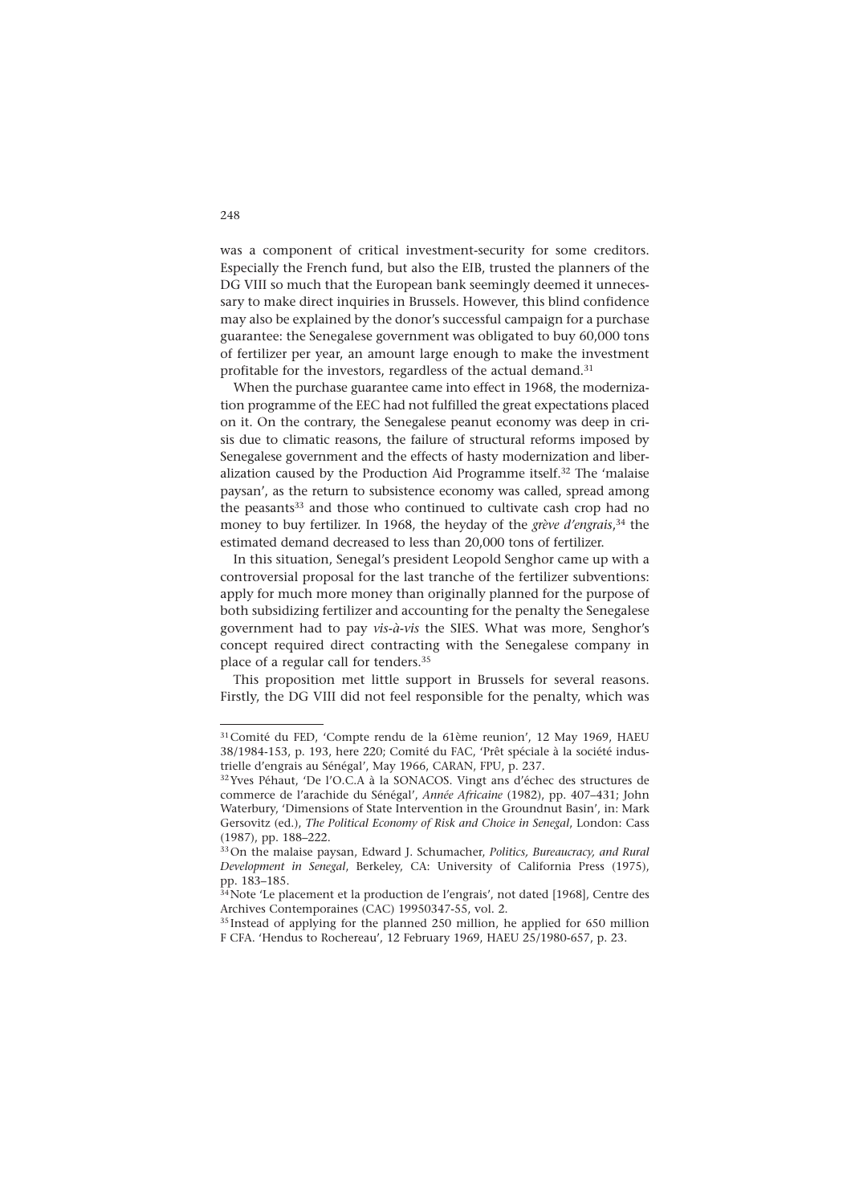was a component of critical investment-security for some creditors. Especially the French fund, but also the EIB, trusted the planners of the DG VIII so much that the European bank seemingly deemed it unnecessary to make direct inquiries in Brussels. However, this blind confidence may also be explained by the donor's successful campaign for a purchase guarantee: the Senegalese government was obligated to buy 60,000 tons of fertilizer per year, an amount large enough to make the investment profitable for the investors, regardless of the actual demand.[31]

When the purchase guarantee came into effect in 1968, the modernization programme of the EEC had not fulfilled the great expectations placed on it. On the contrary, the Senegalese peanut economy was deep in crisis due to climatic reasons, the failure of structural reforms imposed by Senegalese government and the effects of hasty modernization and liberalization caused by the Production Aid Programme itself.[32] The 'malaise paysan', as the return to subsistence economy was called, spread among the peasants[33] and those who continued to cultivate cash crop had no money to buy fertilizer. In 1968, the heyday of the *grève d'engrais*,[34] the estimated demand decreased to less than 20,000 tons of fertilizer.

In this situation, Senegal's president Leopold Senghor came up with a controversial proposal for the last tranche of the fertilizer subventions: apply for much more money than originally planned for the purpose of both subsidizing fertilizer and accounting for the penalty the Senegalese government had to pay *vis-à-vis* the SIES. What was more, Senghor's concept required direct contracting with the Senegalese company in place of a regular call for tenders.[35]

This proposition met little support in Brussels for several reasons. Firstly, the DG VIII did not feel responsible for the penalty, which was

---

[31] Comité du FED, 'Compte rendu de la 61ème reunion', 12 May 1969, HAEU 38/1984-153, p. 193, here 220; Comité du FAC, 'Prêt spéciale à la société industrielle d'engrais au Sénégal', May 1966, CARAN, FPU, p. 237.

[32] Yves Péhaut, 'De l'O.C.A à la SONACOS. Vingt ans d'échec des structures de commerce de l'arachide du Sénégal', *Année Africaine* (1982), pp. 407–431; John Waterbury, 'Dimensions of State Intervention in the Groundnut Basin', in: Mark Gersovitz (ed.), *The Political Economy of Risk and Choice in Senegal*, London: Cass (1987), pp. 188–222.

[33] On the malaise paysan, Edward J. Schumacher, *Politics, Bureaucracy, and Rural Development in Senegal*, Berkeley, CA: University of California Press (1975), pp. 183–185.

[34] Note 'Le placement et la production de l'engrais', not dated [1968], Centre des Archives Contemporaines (CAC) 19950347-55, vol. 2.

[35] Instead of applying for the planned 250 million, he applied for 650 million F CFA. 'Hendus to Rochereau', 12 February 1969, HAEU 25/1980-657, p. 23.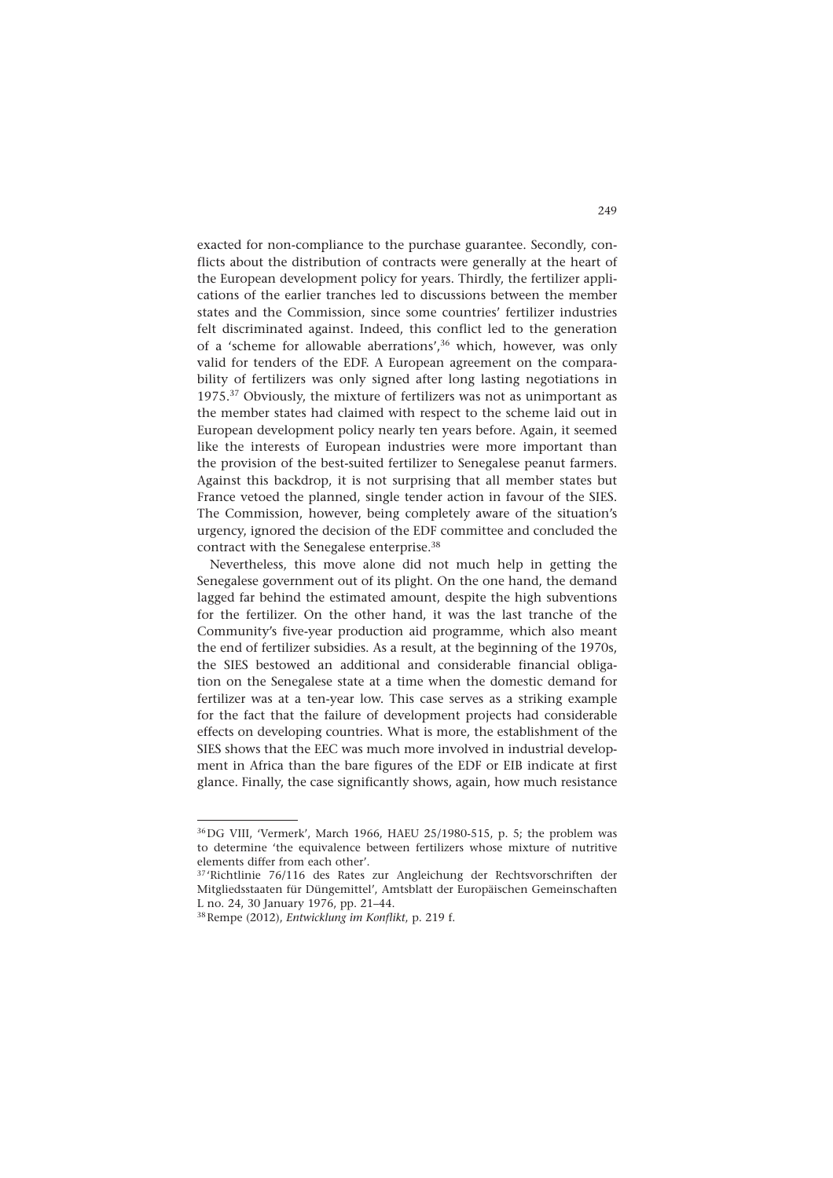exacted for non-compliance to the purchase guarantee. Secondly, conflicts about the distribution of contracts were generally at the heart of the European development policy for years. Thirdly, the fertilizer applications of the earlier tranches led to discussions between the member states and the Commission, since some countries' fertilizer industries felt discriminated against. Indeed, this conflict led to the generation of a 'scheme for allowable aberrations',[36] which, however, was only valid for tenders of the EDF. A European agreement on the comparability of fertilizers was only signed after long lasting negotiations in 1975.[37] Obviously, the mixture of fertilizers was not as unimportant as the member states had claimed with respect to the scheme laid out in European development policy nearly ten years before. Again, it seemed like the interests of European industries were more important than the provision of the best-suited fertilizer to Senegalese peanut farmers. Against this backdrop, it is not surprising that all member states but France vetoed the planned, single tender action in favour of the SIES. The Commission, however, being completely aware of the situation's urgency, ignored the decision of the EDF committee and concluded the contract with the Senegalese enterprise.[38]

Nevertheless, this move alone did not much help in getting the Senegalese government out of its plight. On the one hand, the demand lagged far behind the estimated amount, despite the high subventions for the fertilizer. On the other hand, it was the last tranche of the Community's five-year production aid programme, which also meant the end of fertilizer subsidies. As a result, at the beginning of the 1970s, the SIES bestowed an additional and considerable financial obligation on the Senegalese state at a time when the domestic demand for fertilizer was at a ten-year low. This case serves as a striking example for the fact that the failure of development projects had considerable effects on developing countries. What is more, the establishment of the SIES shows that the EEC was much more involved in industrial development in Africa than the bare figures of the EDF or EIB indicate at first glance. Finally, the case significantly shows, again, how much resistance

---

[36] DG VIII, 'Vermerk', March 1966, HAEU 25/1980-515, p. 5; the problem was to determine 'the equivalence between fertilizers whose mixture of nutritive elements differ from each other'.

[37] 'Richtlinie 76/116 des Rates zur Angleichung der Rechtsvorschriften der Mitgliedsstaaten für Düngemittel', Amtsblatt der Europäischen Gemeinschaften L no. 24, 30 January 1976, pp. 21–44.

[38] Rempe (2012), *Entwicklung im Konflikt*, p. 219 f.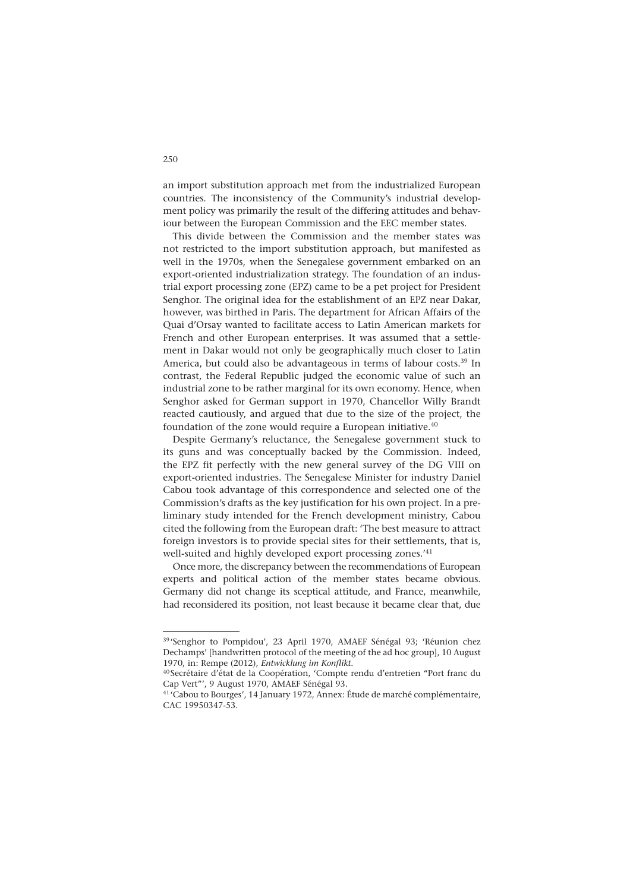an import substitution approach met from the industrialized European countries. The inconsistency of the Community's industrial development policy was primarily the result of the differing attitudes and behaviour between the European Commission and the EEC member states.

This divide between the Commission and the member states was not restricted to the import substitution approach, but manifested as well in the 1970s, when the Senegalese government embarked on an export-oriented industrialization strategy. The foundation of an industrial export processing zone (EPZ) came to be a pet project for President Senghor. The original idea for the establishment of an EPZ near Dakar, however, was birthed in Paris. The department for African Affairs of the Quai d'Orsay wanted to facilitate access to Latin American markets for French and other European enterprises. It was assumed that a settlement in Dakar would not only be geographically much closer to Latin America, but could also be advantageous in terms of labour costs.[39] In contrast, the Federal Republic judged the economic value of such an industrial zone to be rather marginal for its own economy. Hence, when Senghor asked for German support in 1970, Chancellor Willy Brandt reacted cautiously, and argued that due to the size of the project, the foundation of the zone would require a European initiative.[40]

Despite Germany's reluctance, the Senegalese government stuck to its guns and was conceptually backed by the Commission. Indeed, the EPZ fit perfectly with the new general survey of the DG VIII on export-oriented industries. The Senegalese Minister for industry Daniel Cabou took advantage of this correspondence and selected one of the Commission's drafts as the key justification for his own project. In a preliminary study intended for the French development ministry, Cabou cited the following from the European draft: 'The best measure to attract foreign investors is to provide special sites for their settlements, that is, well-suited and highly developed export processing zones.'[41]

Once more, the discrepancy between the recommendations of European experts and political action of the member states became obvious. Germany did not change its sceptical attitude, and France, meanwhile, had reconsidered its position, not least because it became clear that, due

---

[39] 'Senghor to Pompidou', 23 April 1970, AMAEF Sénégal 93; 'Réunion chez Dechamps' [handwritten protocol of the meeting of the ad hoc group], 10 August 1970, in: Rempe (2012), *Entwicklung im Konflikt*.

[40] Secrétaire d'état de la Coopération, 'Compte rendu d'entretien "Port franc du Cap Vert"', 9 August 1970, AMAEF Sénégal 93.

[41] 'Cabou to Bourges', 14 January 1972, Annex: Étude de marché complémentaire, CAC 19950347-53.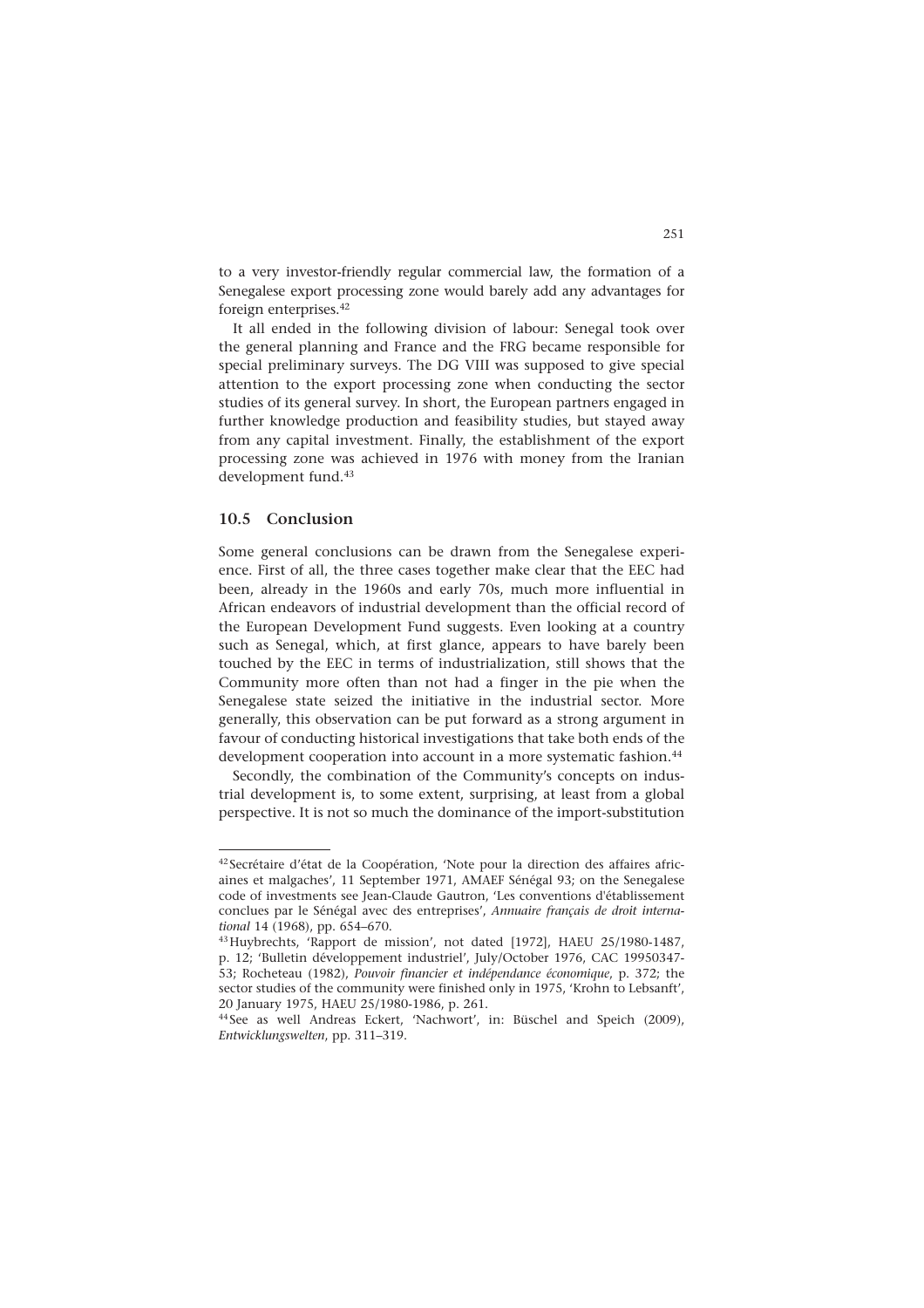to a very investor-friendly regular commercial law, the formation of a Senegalese export processing zone would barely add any advantages for foreign enterprises.[42]

It all ended in the following division of labour: Senegal took over the general planning and France and the FRG became responsible for special preliminary surveys. The DG VIII was supposed to give special attention to the export processing zone when conducting the sector studies of its general survey. In short, the European partners engaged in further knowledge production and feasibility studies, but stayed away from any capital investment. Finally, the establishment of the export processing zone was achieved in 1976 with money from the Iranian development fund.[43]

## 10.5 Conclusion

Some general conclusions can be drawn from the Senegalese experience. First of all, the three cases together make clear that the EEC had been, already in the 1960s and early 70s, much more influential in African endeavors of industrial development than the official record of the European Development Fund suggests. Even looking at a country such as Senegal, which, at first glance, appears to have barely been touched by the EEC in terms of industrialization, still shows that the Community more often than not had a finger in the pie when the Senegalese state seized the initiative in the industrial sector. More generally, this observation can be put forward as a strong argument in favour of conducting historical investigations that take both ends of the development cooperation into account in a more systematic fashion.[44]

Secondly, the combination of the Community's concepts on industrial development is, to some extent, surprising, at least from a global perspective. It is not so much the dominance of the import-substitution

---

[42] Secrétaire d'état de la Coopération, 'Note pour la direction des affaires africaines et malgaches', 11 September 1971, AMAEF Sénégal 93; on the Senegalese code of investments see Jean-Claude Gautron, 'Les conventions d'établissement conclues par le Sénégal avec des entreprises', *Annuaire français de droit international* 14 (1968), pp. 654–670.

[43] Huybrechts, 'Rapport de mission', not dated [1972], HAEU 25/1980-1487, p. 12; 'Bulletin développement industriel', July/October 1976, CAC 19950347-53; Rocheteau (1982), *Pouvoir financier et indépendance économique*, p. 372; the sector studies of the community were finished only in 1975, 'Krohn to Lebsanft', 20 January 1975, HAEU 25/1980-1986, p. 261.

[44] See as well Andreas Eckert, 'Nachwort', in: Büschel and Speich (2009), *Entwicklungswelten*, pp. 311–319.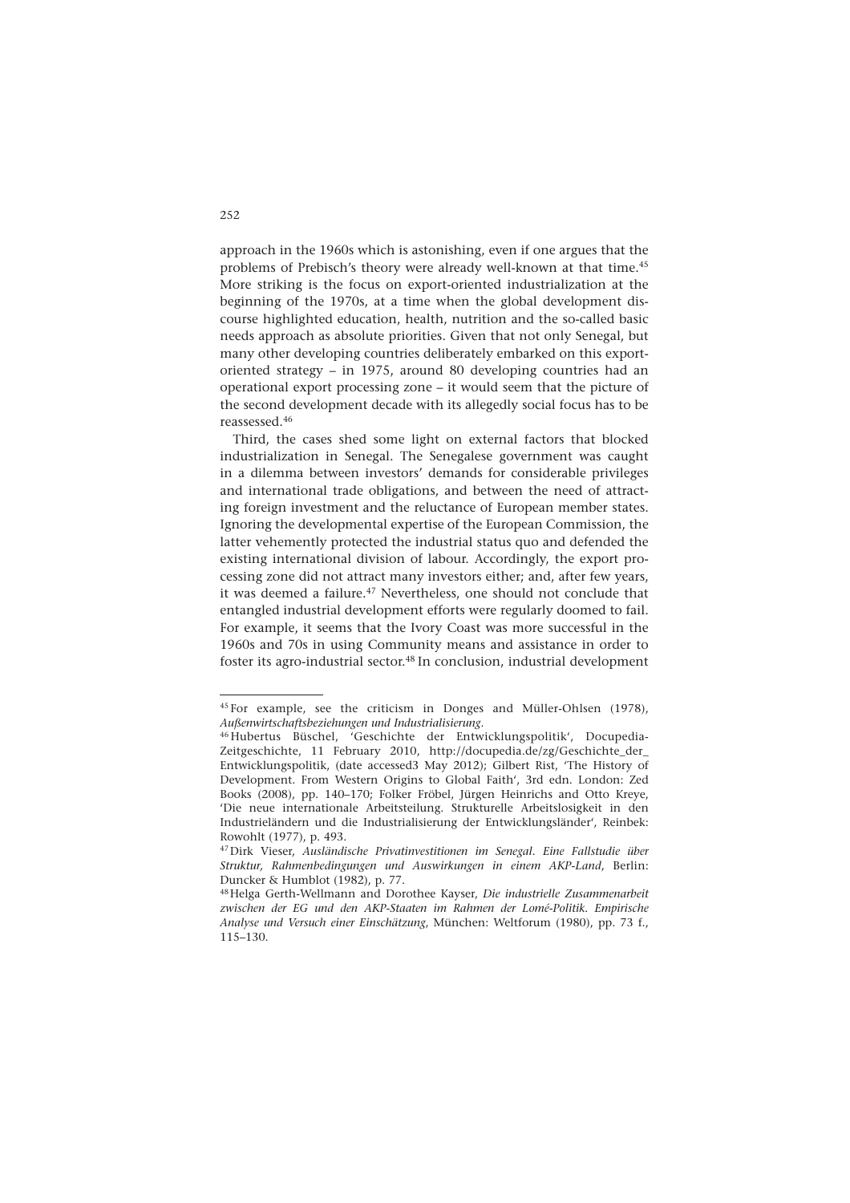approach in the 1960s which is astonishing, even if one argues that the problems of Prebisch's theory were already well-known at that time.[45] More striking is the focus on export-oriented industrialization at the beginning of the 1970s, at a time when the global development discourse highlighted education, health, nutrition and the so-called basic needs approach as absolute priorities. Given that not only Senegal, but many other developing countries deliberately embarked on this export-oriented strategy – in 1975, around 80 developing countries had an operational export processing zone – it would seem that the picture of the second development decade with its allegedly social focus has to be reassessed.[46]

Third, the cases shed some light on external factors that blocked industrialization in Senegal. The Senegalese government was caught in a dilemma between investors' demands for considerable privileges and international trade obligations, and between the need of attracting foreign investment and the reluctance of European member states. Ignoring the developmental expertise of the European Commission, the latter vehemently protected the industrial status quo and defended the existing international division of labour. Accordingly, the export processing zone did not attract many investors either; and, after few years, it was deemed a failure.[47] Nevertheless, one should not conclude that entangled industrial development efforts were regularly doomed to fail. For example, it seems that the Ivory Coast was more successful in the 1960s and 70s in using Community means and assistance in order to foster its agro-industrial sector.[48] In conclusion, industrial development

---

[45] For example, see the criticism in Donges and Müller-Ohlsen (1978), *Außenwirtschaftsbeziehungen und Industrialisierung*.

[46] Hubertus Büschel, 'Geschichte der Entwicklungspolitik', Docupedia-Zeitgeschichte, 11 February 2010, http://docupedia.de/zg/Geschichte_der_Entwicklungspolitik, (date accessed3 May 2012); Gilbert Rist, 'The History of Development. From Western Origins to Global Faith', 3rd edn. London: Zed Books (2008), pp. 140–170; Folker Fröbel, Jürgen Heinrichs and Otto Kreye, 'Die neue internationale Arbeitsteilung. Strukturelle Arbeitslosigkeit in den Industrieländern und die Industrialisierung der Entwicklungsländer', Reinbek: Rowohlt (1977), p. 493.

[47] Dirk Vieser, *Ausländische Privatinvestitionen im Senegal. Eine Fallstudie über Struktur, Rahmenbedingungen und Auswirkungen in einem AKP-Land*, Berlin: Duncker & Humblot (1982), p. 77.

[48] Helga Gerth-Wellmann and Dorothee Kayser, *Die industrielle Zusammenarbeit zwischen der EG und den AKP-Staaten im Rahmen der Lomé-Politik. Empirische Analyse und Versuch einer Einschätzung*, München: Weltforum (1980), pp. 73 f., 115–130.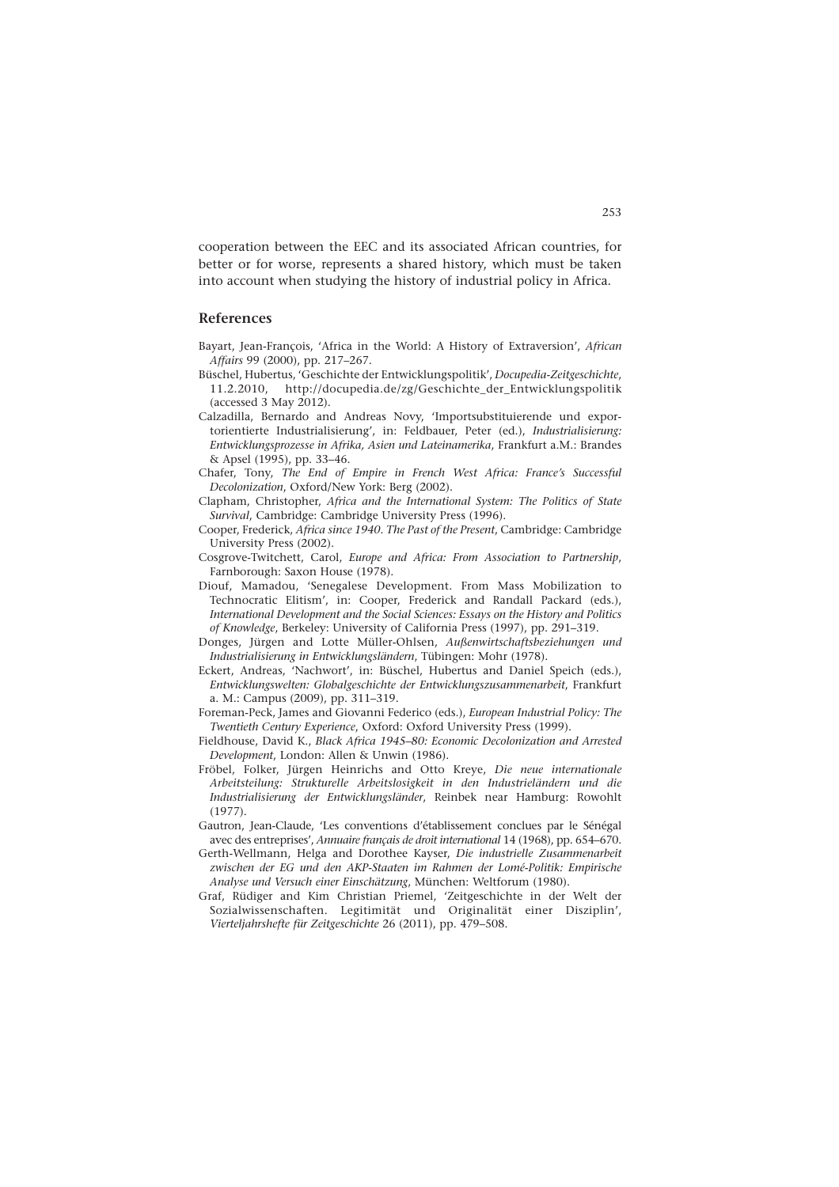cooperation between the EEC and its associated African countries, for better or for worse, represents a shared history, which must be taken into account when studying the history of industrial policy in Africa.

## References

Bayart, Jean-François, 'Africa in the World: A History of Extraversion', *African Affairs* 99 (2000), pp. 217–267.

Büschel, Hubertus, 'Geschichte der Entwicklungspolitik', *Docupedia-Zeitgeschichte*, 11.2.2010, http://docupedia.de/zg/Geschichte_der_Entwicklungspolitik (accessed 3 May 2012).

Calzadilla, Bernardo and Andreas Novy, 'Importsubstituierende und exportorientierte Industrialisierung', in: Feldbauer, Peter (ed.), *Industrialisierung: Entwicklungsprozesse in Afrika, Asien und Lateinamerika*, Frankfurt a.M.: Brandes & Apsel (1995), pp. 33–46.

Chafer, Tony, *The End of Empire in French West Africa: France's Successful Decolonization*, Oxford/New York: Berg (2002).

Clapham, Christopher, *Africa and the International System: The Politics of State Survival*, Cambridge: Cambridge University Press (1996).

Cooper, Frederick, *Africa since 1940. The Past of the Present*, Cambridge: Cambridge University Press (2002).

Cosgrove-Twitchett, Carol, *Europe and Africa: From Association to Partnership*, Farnborough: Saxon House (1978).

Diouf, Mamadou, 'Senegalese Development. From Mass Mobilization to Technocratic Elitism', in: Cooper, Frederick and Randall Packard (eds.), *International Development and the Social Sciences: Essays on the History and Politics of Knowledge*, Berkeley: University of California Press (1997), pp. 291–319.

Donges, Jürgen and Lotte Müller-Ohlsen, *Außenwirtschaftsbeziehungen und Industrialisierung in Entwicklungsländern*, Tübingen: Mohr (1978).

Eckert, Andreas, 'Nachwort', in: Büschel, Hubertus and Daniel Speich (eds.), *Entwicklungswelten: Globalgeschichte der Entwicklungszusammenarbeit*, Frankfurt a. M.: Campus (2009), pp. 311–319.

Foreman-Peck, James and Giovanni Federico (eds.), *European Industrial Policy: The Twentieth Century Experience*, Oxford: Oxford University Press (1999).

Fieldhouse, David K., *Black Africa 1945–80: Economic Decolonization and Arrested Development*, London: Allen & Unwin (1986).

Fröbel, Folker, Jürgen Heinrichs and Otto Kreye, *Die neue internationale Arbeitsteilung: Strukturelle Arbeitslosigkeit in den Industrieländern und die Industrialisierung der Entwicklungsländer*, Reinbek near Hamburg: Rowohlt (1977).

Gautron, Jean-Claude, 'Les conventions d'établissement conclues par le Sénégal avec des entreprises', *Annuaire français de droit international* 14 (1968), pp. 654–670.

Gerth-Wellmann, Helga and Dorothee Kayser, *Die industrielle Zusammenarbeit zwischen der EG und den AKP-Staaten im Rahmen der Lomé-Politik: Empirische Analyse und Versuch einer Einschätzung*, München: Weltforum (1980).

Graf, Rüdiger and Kim Christian Priemel, 'Zeitgeschichte in der Welt der Sozialwissenschaften. Legitimität und Originalität einer Disziplin', *Vierteljahrshefte für Zeitgeschichte* 26 (2011), pp. 479–508.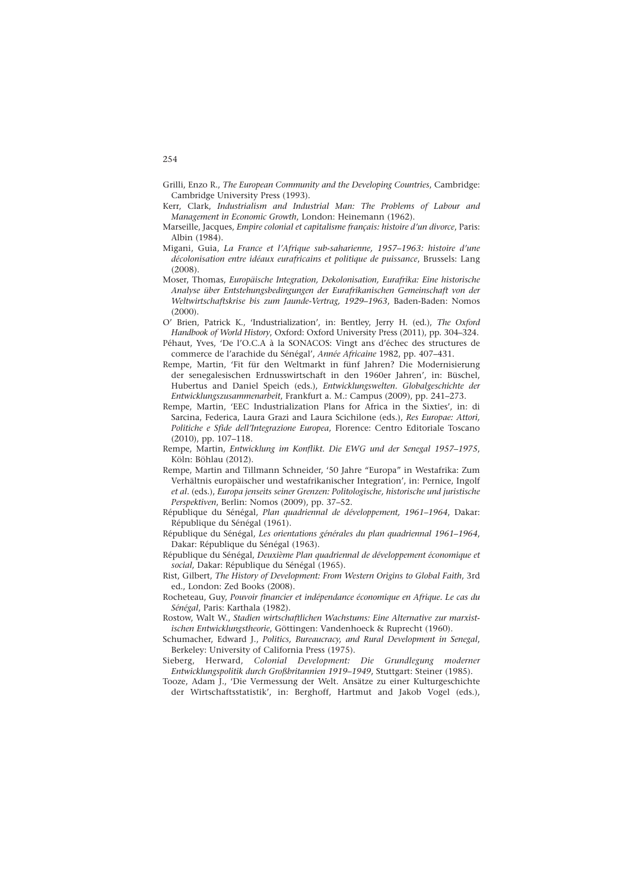Grilli, Enzo R., *The European Community and the Developing Countries*, Cambridge: Cambridge University Press (1993).

Kerr, Clark, *Industrialism and Industrial Man: The Problems of Labour and Management in Economic Growth*, London: Heinemann (1962).

Marseille, Jacques, *Empire colonial et capitalisme français: histoire d'un divorce*, Paris: Albin (1984).

Migani, Guia, *La France et l'Afrique sub-saharienne, 1957–1963: histoire d'une décolonisation entre idéaux eurafricains et politique de puissance*, Brussels: Lang (2008).

Moser, Thomas, *Europäische Integration, Dekolonisation, Eurafrika: Eine historische Analyse über Entstehungsbedingungen der Eurafrikanischen Gemeinschaft von der Weltwirtschaftskrise bis zum Jaunde-Vertrag, 1929–1963*, Baden-Baden: Nomos (2000).

O' Brien, Patrick K., 'Industrialization', in: Bentley, Jerry H. (ed.), *The Oxford Handbook of World History*, Oxford: Oxford University Press (2011), pp. 304–324.

Péhaut, Yves, 'De l'O.C.A à la SONACOS: Vingt ans d'échec des structures de commerce de l'arachide du Sénégal', *Année Africaine* 1982, pp. 407–431.

Rempe, Martin, 'Fit für den Weltmarkt in fünf Jahren? Die Modernisierung der senegalesischen Erdnusswirtschaft in den 1960er Jahren', in: Büschel, Hubertus and Daniel Speich (eds.), *Entwicklungswelten. Globalgeschichte der Entwicklungszusammenarbeit*, Frankfurt a. M.: Campus (2009), pp. 241–273.

Rempe, Martin, 'EEC Industrialization Plans for Africa in the Sixties', in: di Sarcina, Federica, Laura Grazi and Laura Scichilone (eds.), *Res Europae: Attori, Politiche e Sfide dell'Integrazione Europea*, Florence: Centro Editoriale Toscano (2010), pp. 107–118.

Rempe, Martin, *Entwicklung im Konflikt. Die EWG und der Senegal 1957–1975*, Köln: Böhlau (2012).

Rempe, Martin and Tillmann Schneider, '50 Jahre "Europa" in Westafrika: Zum Verhältnis europäischer und westafrikanischer Integration', in: Pernice, Ingolf *et al*. (eds.), *Europa jenseits seiner Grenzen: Politologische, historische und juristische Perspektiven*, Berlin: Nomos (2009), pp. 37–52.

République du Sénégal, *Plan quadriennal de développement, 1961–1964*, Dakar: République du Sénégal (1961).

République du Sénégal, *Les orientations générales du plan quadriennal 1961–1964*, Dakar: République du Sénégal (1963).

République du Sénégal, *Deuxième Plan quadriennal de développement économique et social*, Dakar: République du Sénégal (1965).

Rist, Gilbert, *The History of Development: From Western Origins to Global Faith*, 3rd ed., London: Zed Books (2008).

Rocheteau, Guy, *Pouvoir financier et indépendance économique en Afrique. Le cas du Sénégal*, Paris: Karthala (1982).

Rostow, Walt W., *Stadien wirtschaftlichen Wachstums: Eine Alternative zur marxistischen Entwicklungstheorie*, Göttingen: Vandenhoeck & Ruprecht (1960).

Schumacher, Edward J., *Politics, Bureaucracy, and Rural Development in Senegal*, Berkeley: University of California Press (1975).

Sieberg, Herward, *Colonial Development: Die Grundlegung moderner Entwicklungspolitik durch Großbritannien 1919–1949*, Stuttgart: Steiner (1985).

Tooze, Adam J., 'Die Vermessung der Welt. Ansätze zu einer Kulturgeschichte der Wirtschaftsstatistik', in: Berghoff, Hartmut and Jakob Vogel (eds.),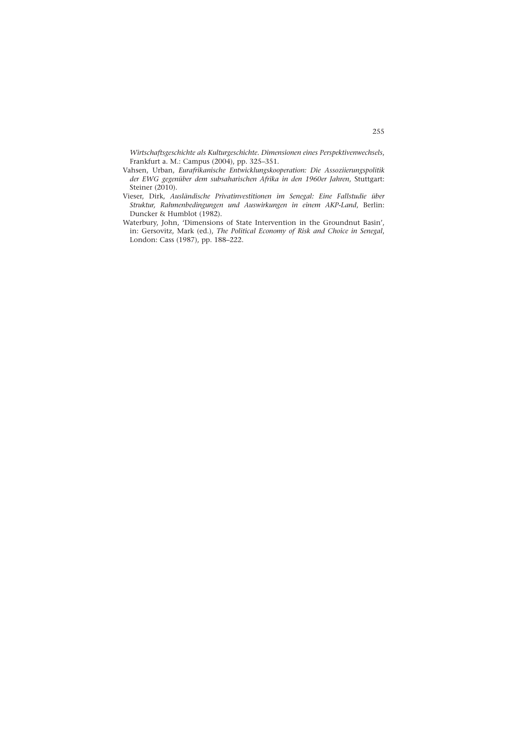*Wirtschaftsgeschichte als Kulturgeschichte. Dimensionen eines Perspektivenwechsels*, Frankfurt a. M.: Campus (2004), pp. 325–351.

Vahsen, Urban, *Eurafrikanische Entwicklungskooperation: Die Assoziierungspolitik der EWG gegenüber dem subsaharischen Afrika in den 1960er Jahren*, Stuttgart: Steiner (2010).

Vieser, Dirk, *Ausländische Privatinvestitionen im Senegal: Eine Fallstudie über Struktur, Rahmenbedingungen und Auswirkungen in einem AKP-Land*, Berlin: Duncker & Humblot (1982).

Waterbury, John, 'Dimensions of State Intervention in the Groundnut Basin', in: Gersovitz, Mark (ed.), *The Political Economy of Risk and Choice in Senegal*, London: Cass (1987), pp. 188–222.